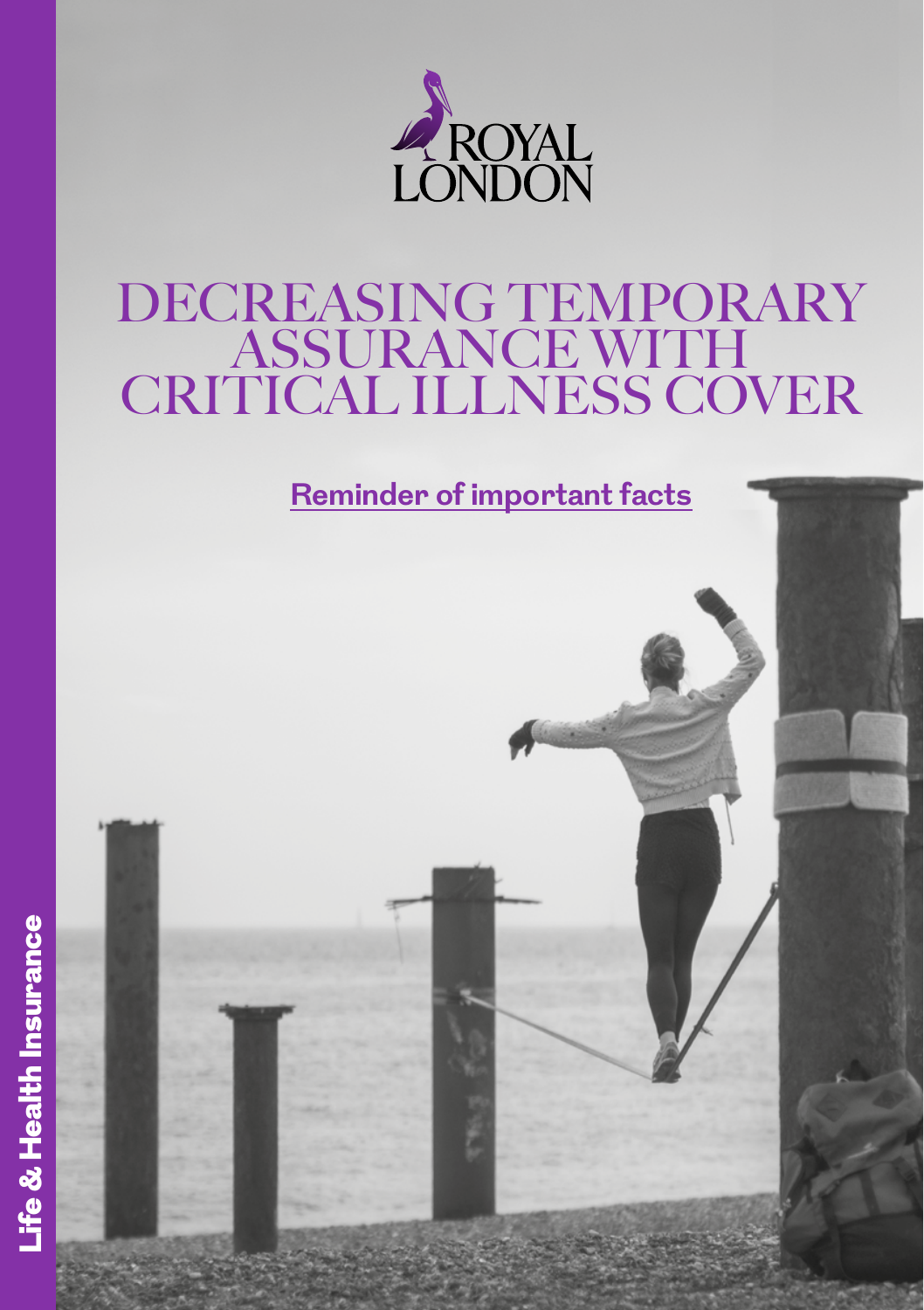ROYAL LONDON

# DECREASING TEMPORARY ASSURANCE WITH CRITICAL ILLNESS COVER

## Reminder of important facts

Life & Health Insurance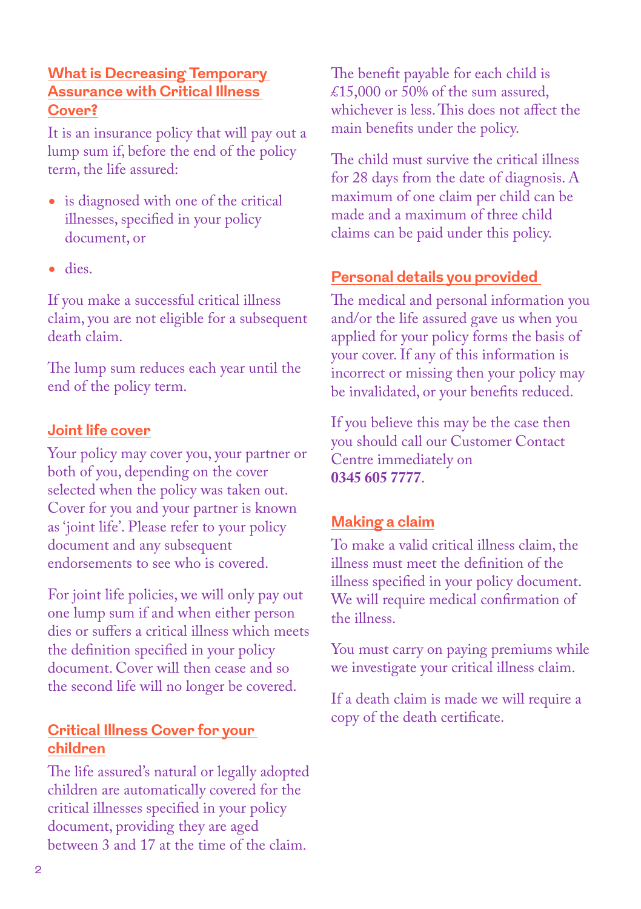## What is Decreasing Temporary Assurance with Critical Illness Cover?

It is an insurance policy that will pay out a lump sum if, before the end of the policy term, the life assured:

- is diagnosed with one of the critical illnesses, specified in your policy document, or
- dies.

If you make a successful critical illness claim, you are not eligible for a subsequent death claim.

The lump sum reduces each year until the end of the policy term.

## Joint life cover

Your policy may cover you, your partner or both of you, depending on the cover selected when the policy was taken out. Cover for you and your partner is known as 'joint life'. Please refer to your policy document and any subsequent endorsements to see who is covered.

For joint life policies, we will only pay out one lump sum if and when either person dies or suffers a critical illness which meets the definition specified in your policy document. Cover will then cease and so the second life will no longer be covered.

## Critical Illness Cover for your children

The life assured's natural or legally adopted children are automatically covered for the critical illnesses specified in your policy document, providing they are aged between 3 and 17 at the time of the claim.

The benefit payable for each child is £15,000 or 50% of the sum assured, whichever is less. This does not affect the main benefits under the policy.

The child must survive the critical illness for 28 days from the date of diagnosis. A maximum of one claim per child can be made and a maximum of three child claims can be paid under this policy.

## Personal details you provided

The medical and personal information you and/or the life assured gave us when you applied for your policy forms the basis of your cover. If any of this information is incorrect or missing then your policy may be invalidated, or your benefits reduced.

If you believe this may be the case then you should call our Customer Contact Centre immediately on **0345 605 7777**.

## Making a claim

To make a valid critical illness claim, the illness must meet the definition of the illness specified in your policy document. We will require medical confirmation of the illness.

You must carry on paying premiums while we investigate your critical illness claim.

If a death claim is made we will require a copy of the death certificate.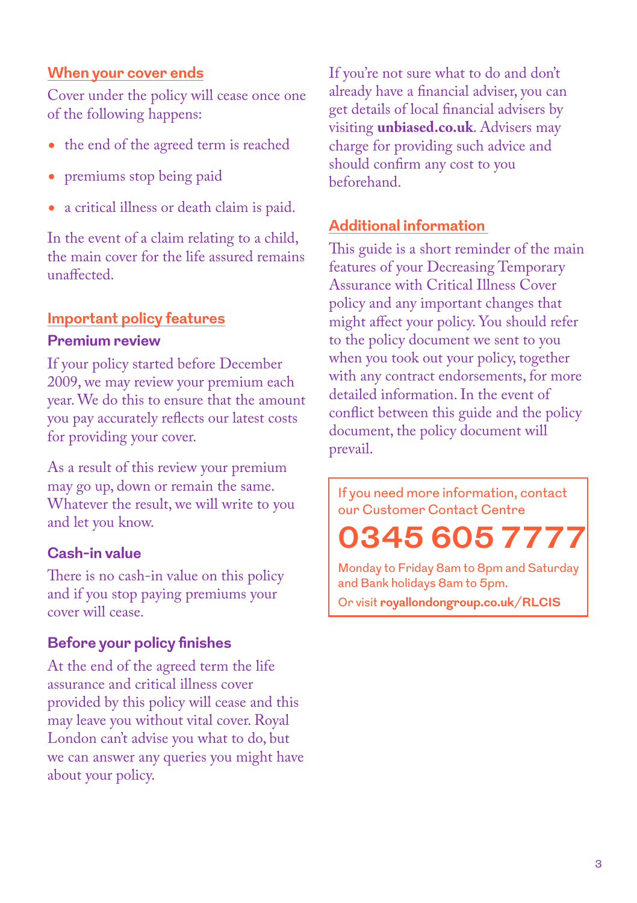## When your cover ends

Cover under the policy will cease once one of the following happens:

- the end of the agreed term is reached
- premiums stop being paid
- a critical illness or death claim is paid.

In the event of a claim relating to a child, the main cover for the life assured remains unaffected.

## Important policy features

### Premium review

If your policy started before December 2009, we may review your premium each year. We do this to ensure that the amount you pay accurately reflects our latest costs for providing your cover.

As a result of this review your premium may go up, down or remain the same. Whatever the result, we will write to you and let you know.

### Cash-in value

There is no cash-in value on this policy and if you stop paying premiums your cover will cease.

### Before your policy finishes

At the end of the agreed term the life assurance and critical illness cover provided by this policy will cease and this may leave you without vital cover. Royal London can't advise you what to do, but we can answer any queries you might have about your policy.

If you're not sure what to do and don't already have a financial adviser, you can get details of local financial advisers by visiting **unbiased.co.uk**. Advisers may charge for providing such advice and should confirm any cost to you beforehand.

## Additional information

This guide is a short reminder of the main features of your Decreasing Temporary Assurance with Critical Illness Cover policy and any important changes that might affect your policy. You should refer to the policy document we sent to you when you took out your policy, together with any contract endorsements, for more detailed information. In the event of conflict between this guide and the policy document, the policy document will prevail.

If you need more information, contact our Customer Contact Centre

**0345 605 7777**

Monday to Friday 8am to 8pm and Saturday and Bank holidays 8am to 5pm.

Or visit **royallondongroup.co.uk/RLCIS**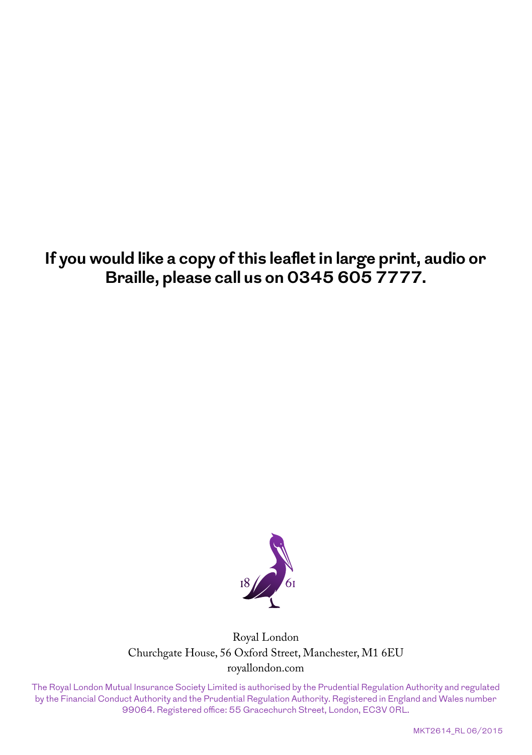**If you would like a copy of this leaflet in large print, audio or Braille, please call us on 0345 605 7777.**

18 61

Royal London
Churchgate House, 56 Oxford Street, Manchester, M1 6EU
royallondon.com

The Royal London Mutual Insurance Society Limited is authorised by the Prudential Regulation Authority and regulated by the Financial Conduct Authority and the Prudential Regulation Authority. Registered in England and Wales number 99064. Registered office: 55 Gracechurch Street, London, EC3V 0RL.

MKT2614_RL 06/2015